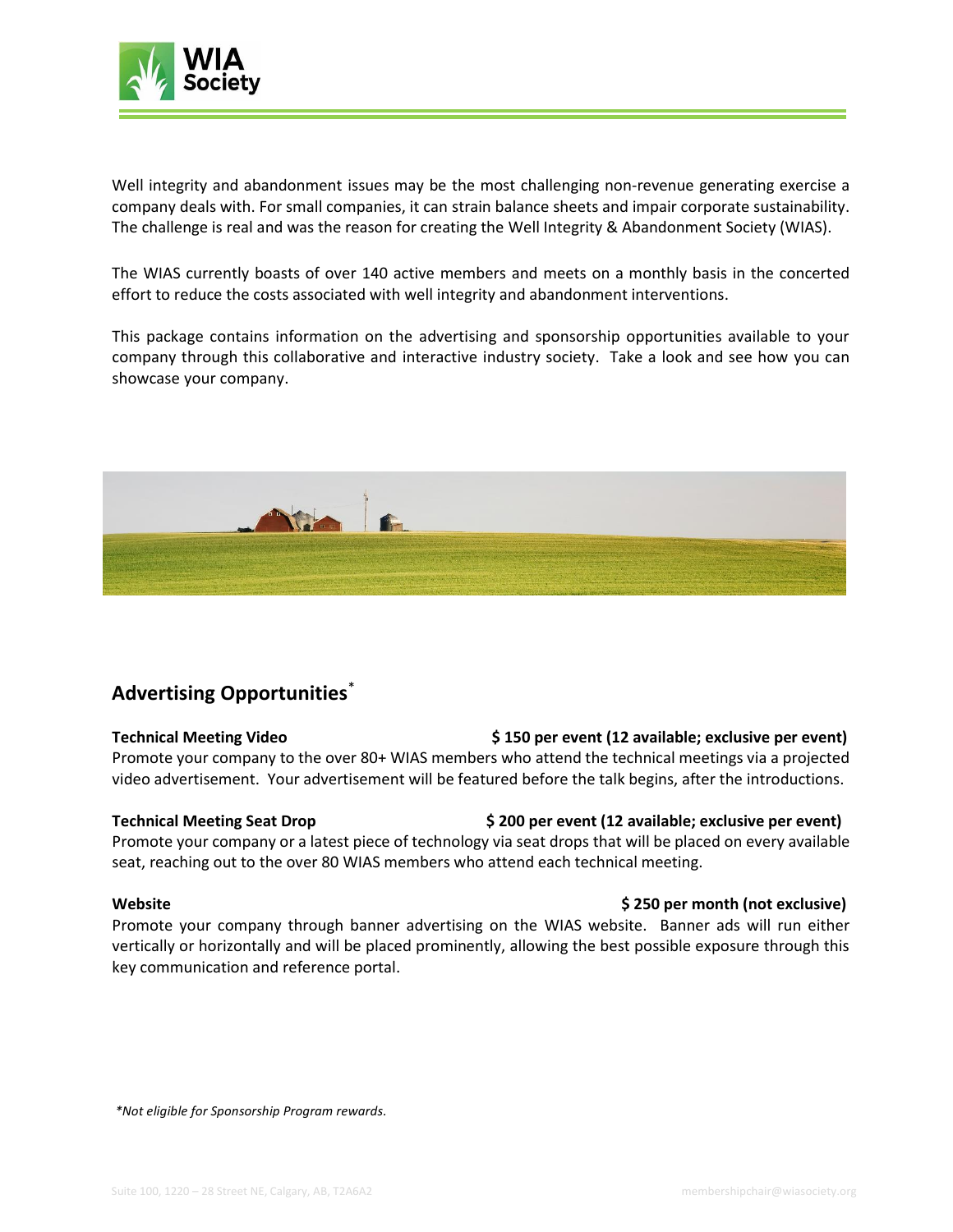Well integrity and abandonment issues may be the most challenging non-revenue generating exercise a company deals with. For small companies, it can strain balance sheets and impair corporate sustainability. The challenge is real and was the reason for creating the Well Integrity & Abandonment Society (WIAS).

The WIAS currently boasts of over 140 active members and meets on a monthly basis in the concerted effort to reduce the costs associated with well integrity and abandonment interventions.

This package contains information on the advertising and sponsorship opportunities available to your company through this collaborative and interactive industry society. Take a look and see how you can showcase your company.

## Advertising Opportunities*

**Technical Meeting Video** — **$ 150 per event (12 available; exclusive per event)**

Promote your company to the over 80+ WIAS members who attend the technical meetings via a projected video advertisement. Your advertisement will be featured before the talk begins, after the introductions.

**Technical Meeting Seat Drop** — **$ 200 per event (12 available; exclusive per event)**

Promote your company or a latest piece of technology via seat drops that will be placed on every available seat, reaching out to the over 80 WIAS members who attend each technical meeting.

**Website** — **$ 250 per month (not exclusive)**

Promote your company through banner advertising on the WIAS website. Banner ads will run either vertically or horizontally and will be placed prominently, allowing the best possible exposure through this key communication and reference portal.

*\*Not eligible for Sponsorship Program rewards.*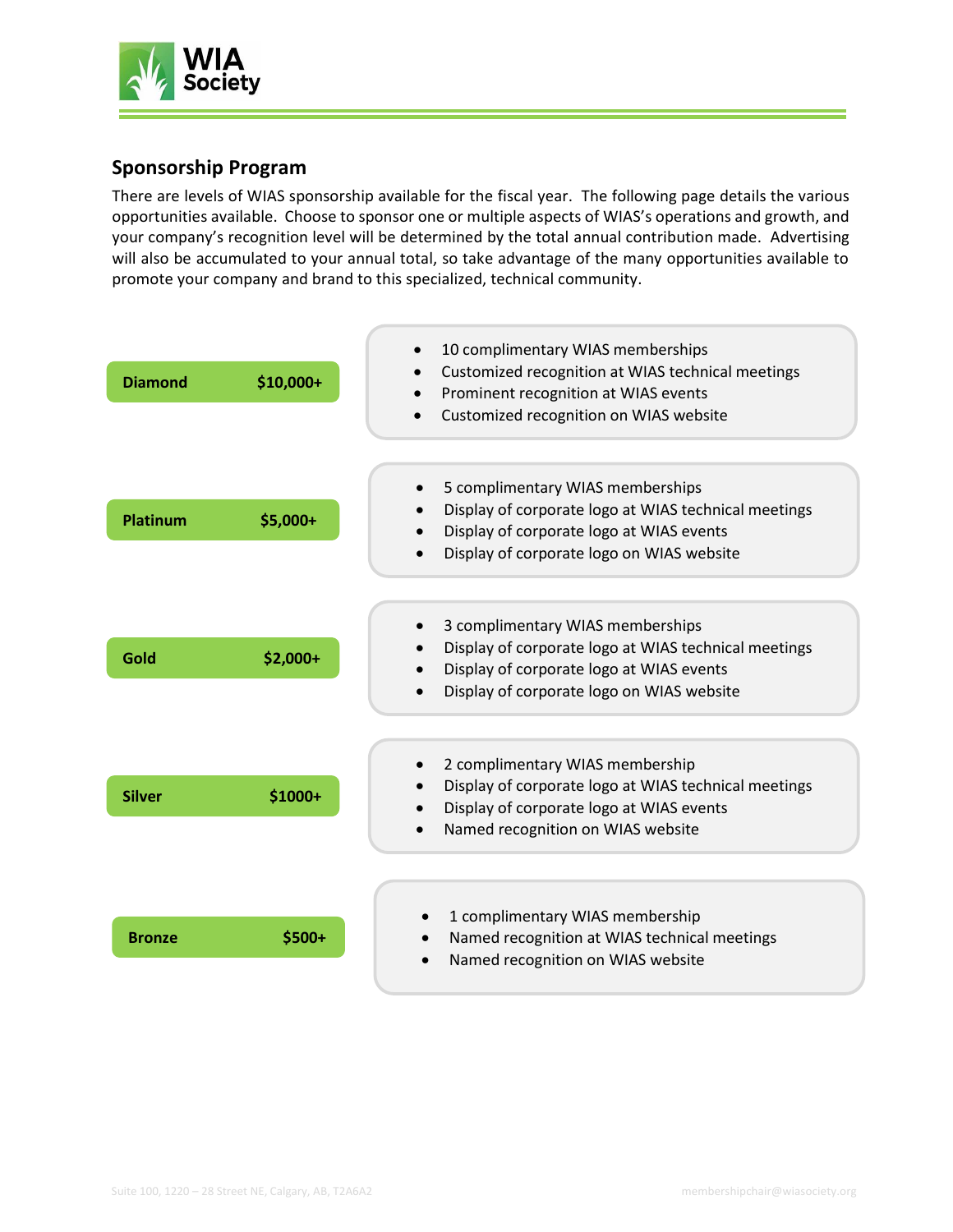## Sponsorship Program

There are levels of WIAS sponsorship available for the fiscal year. The following page details the various opportunities available. Choose to sponsor one or multiple aspects of WIAS's operations and growth, and your company's recognition level will be determined by the total annual contribution made. Advertising will also be accumulated to your annual total, so take advantage of the many opportunities available to promote your company and brand to this specialized, technical community.

**Diamond** **$10,000+**

- 10 complimentary WIAS memberships
- Customized recognition at WIAS technical meetings
- Prominent recognition at WIAS events
- Customized recognition on WIAS website

**Platinum** **$5,000+**

- 5 complimentary WIAS memberships
- Display of corporate logo at WIAS technical meetings
- Display of corporate logo at WIAS events
- Display of corporate logo on WIAS website

**Gold** **$2,000+**

- 3 complimentary WIAS memberships
- Display of corporate logo at WIAS technical meetings
- Display of corporate logo at WIAS events
- Display of corporate logo on WIAS website

**Silver** **$1000+**

- 2 complimentary WIAS membership
- Display of corporate logo at WIAS technical meetings
- Display of corporate logo at WIAS events
- Named recognition on WIAS website

**Bronze** **$500+**

- 1 complimentary WIAS membership
- Named recognition at WIAS technical meetings
- Named recognition on WIAS website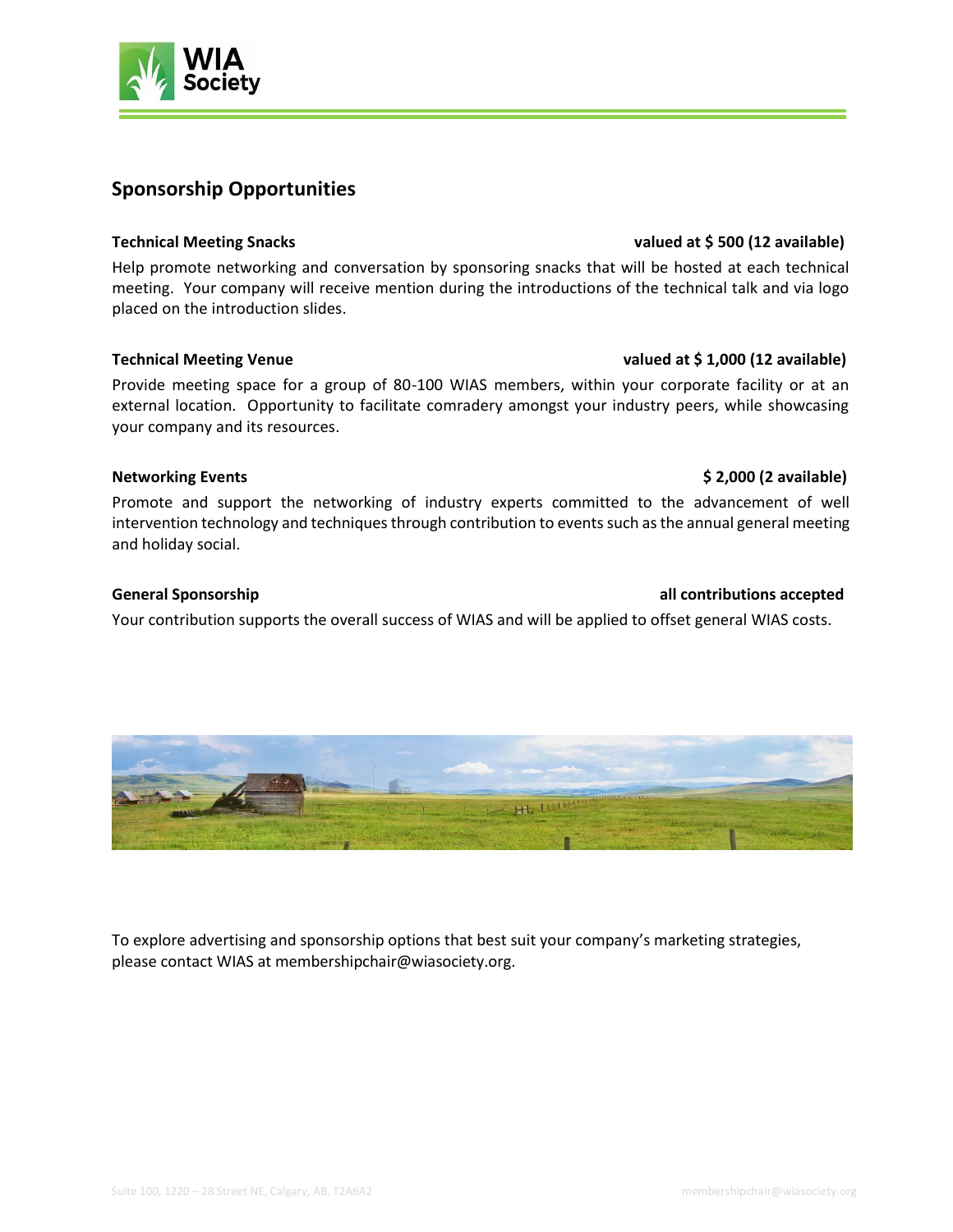## Sponsorship Opportunities

**Technical Meeting Snacks** **valued at $ 500 (12 available)**

Help promote networking and conversation by sponsoring snacks that will be hosted at each technical meeting. Your company will receive mention during the introductions of the technical talk and via logo placed on the introduction slides.

**Technical Meeting Venue** **valued at $ 1,000 (12 available)**

Provide meeting space for a group of 80-100 WIAS members, within your corporate facility or at an external location. Opportunity to facilitate comradery amongst your industry peers, while showcasing your company and its resources.

**Networking Events** **$ 2,000 (2 available)**

Promote and support the networking of industry experts committed to the advancement of well intervention technology and techniques through contribution to events such as the annual general meeting and holiday social.

**General Sponsorship** **all contributions accepted**

Your contribution supports the overall success of WIAS and will be applied to offset general WIAS costs.

To explore advertising and sponsorship options that best suit your company's marketing strategies, please contact WIAS at membershipchair@wiasociety.org.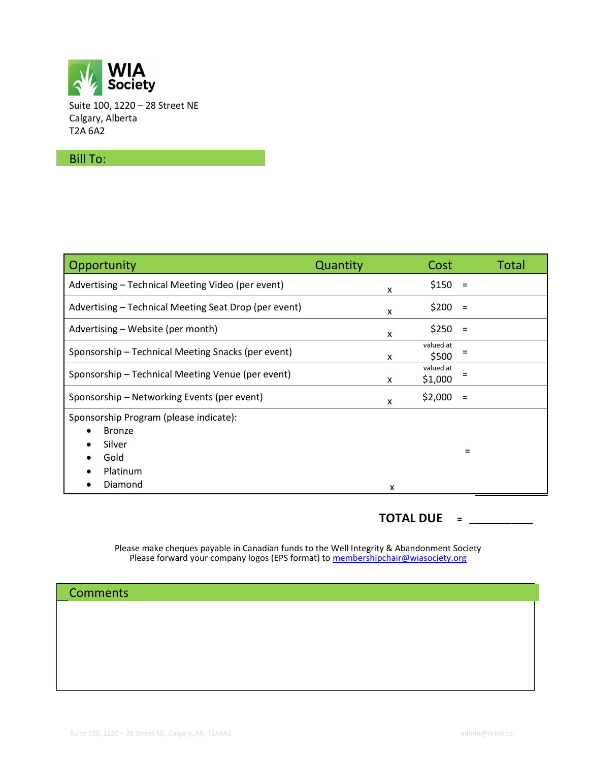**WIA Society**

Suite 100, 1220 – 28 Street NE
Calgary, Alberta
T2A 6A2

## Bill To:

| Opportunity | Quantity | | Cost | | Total |
|---|---|---|---|---|---|
| Advertising – Technical Meeting Video (per event) | | x | $150 | = | |
| Advertising – Technical Meeting Seat Drop (per event) | | x | $200 | = | |
| Advertising – Website (per month) | | x | $250 | = | |
| Sponsorship – Technical Meeting Snacks (per event) | | x | valued at $500 | = | |
| Sponsorship – Technical Meeting Venue (per event) | | x | valued at $1,000 | = | |
| Sponsorship – Networking Events (per event) | | x | $2,000 | = | |
| Sponsorship Program (please indicate):<br>• Bronze<br>• Silver<br>• Gold<br>• Platinum<br>• Diamond | | x | | = | |

**TOTAL DUE = __________**

Please make cheques payable in Canadian funds to the Well Integrity & Abandonment Society
Please forward your company logos (EPS format) to membershipchair@wiasociety.org

## Comments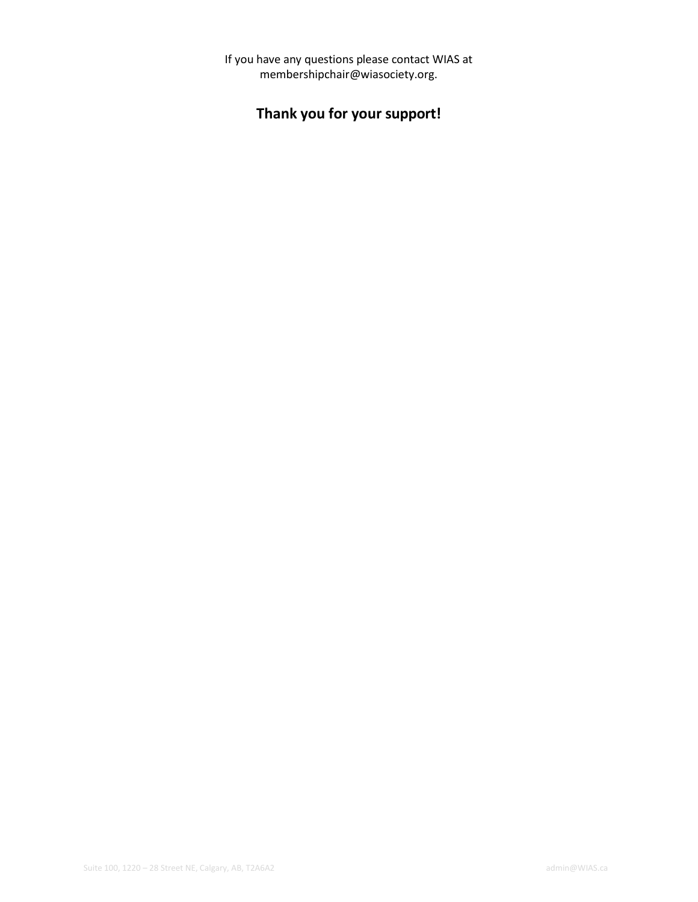If you have any questions please contact WIAS at membershipchair@wiasociety.org.

**Thank you for your support!**